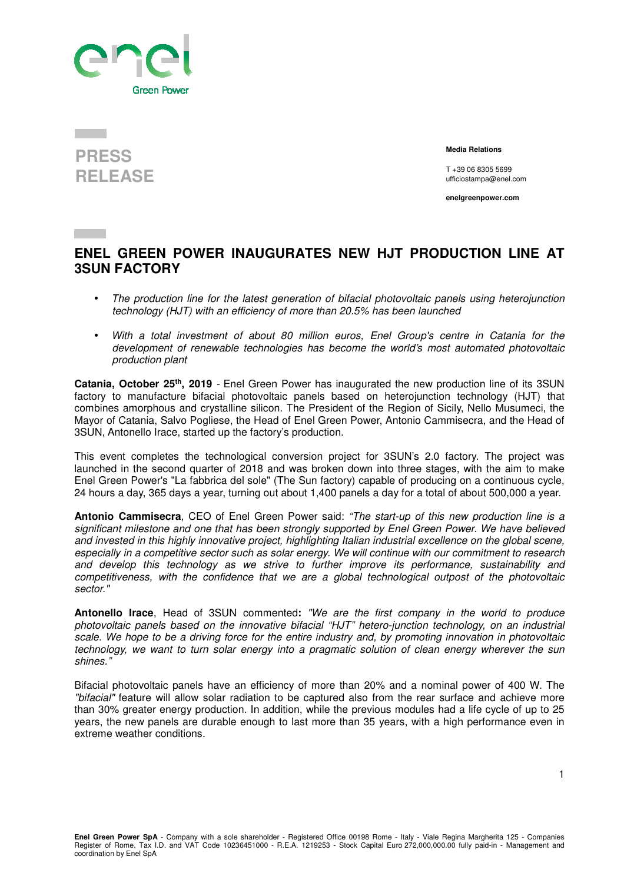PRESS RELEASE

**Media Relations**

T +39 06 8305 5699
ufficiostampa@enel.com

**enelgreenpower.com**

# ENEL GREEN POWER INAUGURATES NEW HJT PRODUCTION LINE AT 3SUN FACTORY

- *The production line for the latest generation of bifacial photovoltaic panels using heterojunction technology (HJT) with an efficiency of more than 20.5% has been launched*
- *With a total investment of about 80 million euros, Enel Group's centre in Catania for the development of renewable technologies has become the world's most automated photovoltaic production plant*

**Catania, October 25th, 2019** - Enel Green Power has inaugurated the new production line of its 3SUN factory to manufacture bifacial photovoltaic panels based on heterojunction technology (HJT) that combines amorphous and crystalline silicon. The President of the Region of Sicily, Nello Musumeci, the Mayor of Catania, Salvo Pogliese, the Head of Enel Green Power, Antonio Cammisecra, and the Head of 3SUN, Antonello Irace, started up the factory's production.

This event completes the technological conversion project for 3SUN's 2.0 factory. The project was launched in the second quarter of 2018 and was broken down into three stages, with the aim to make Enel Green Power's "La fabbrica del sole" (The Sun factory) capable of producing on a continuous cycle, 24 hours a day, 365 days a year, turning out about 1,400 panels a day for a total of about 500,000 a year.

**Antonio Cammisecra**, CEO of Enel Green Power said: *"The start-up of this new production line is a significant milestone and one that has been strongly supported by Enel Green Power. We have believed and invested in this highly innovative project, highlighting Italian industrial excellence on the global scene, especially in a competitive sector such as solar energy. We will continue with our commitment to research and develop this technology as we strive to further improve its performance, sustainability and competitiveness, with the confidence that we are a global technological outpost of the photovoltaic sector."*

**Antonello Irace**, Head of 3SUN commented**:** *"We are the first company in the world to produce photovoltaic panels based on the innovative bifacial "HJT" hetero-junction technology, on an industrial scale. We hope to be a driving force for the entire industry and, by promoting innovation in photovoltaic technology, we want to turn solar energy into a pragmatic solution of clean energy wherever the sun shines."*

Bifacial photovoltaic panels have an efficiency of more than 20% and a nominal power of 400 W. The *"bifacial"* feature will allow solar radiation to be captured also from the rear surface and achieve more than 30% greater energy production. In addition, while the previous modules had a life cycle of up to 25 years, the new panels are durable enough to last more than 35 years, with a high performance even in extreme weather conditions.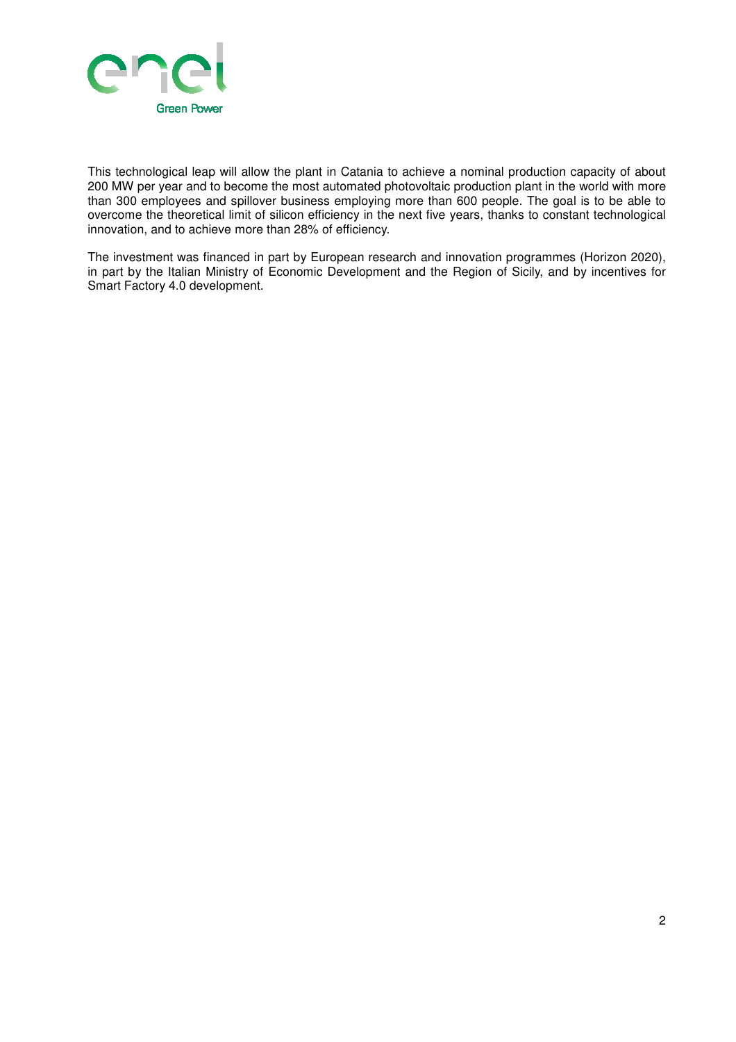This technological leap will allow the plant in Catania to achieve a nominal production capacity of about 200 MW per year and to become the most automated photovoltaic production plant in the world with more than 300 employees and spillover business employing more than 600 people. The goal is to be able to overcome the theoretical limit of silicon efficiency in the next five years, thanks to constant technological innovation, and to achieve more than 28% of efficiency.

The investment was financed in part by European research and innovation programmes (Horizon 2020), in part by the Italian Ministry of Economic Development and the Region of Sicily, and by incentives for Smart Factory 4.0 development.